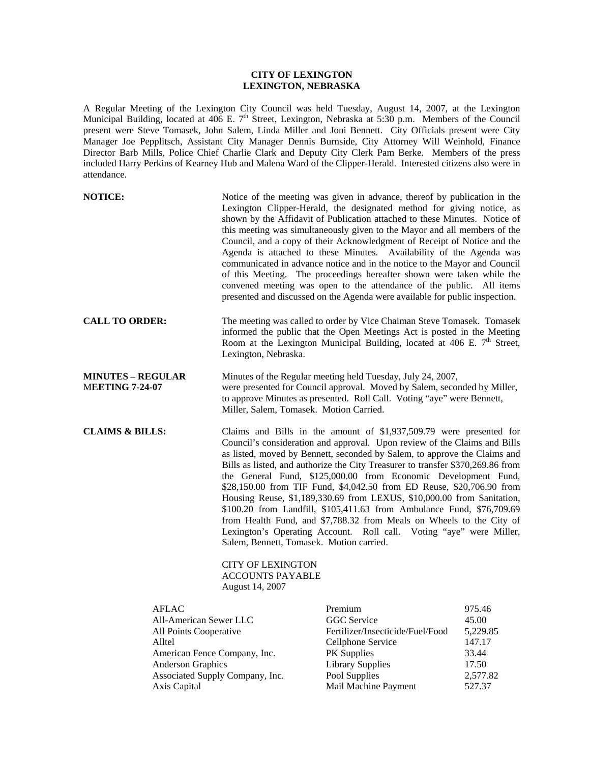**CITY OF LEXINGTON**
**LEXINGTON, NEBRASKA**

A Regular Meeting of the Lexington City Council was held Tuesday, August 14, 2007, at the Lexington Municipal Building, located at 406 E. 7th Street, Lexington, Nebraska at 5:30 p.m. Members of the Council present were Steve Tomasek, John Salem, Linda Miller and Joni Bennett. City Officials present were City Manager Joe Pepplitsch, Assistant City Manager Dennis Burnside, City Attorney Will Weinhold, Finance Director Barb Mills, Police Chief Charlie Clark and Deputy City Clerk Pam Berke. Members of the press included Harry Perkins of Kearney Hub and Malena Ward of the Clipper-Herald. Interested citizens also were in attendance.

**NOTICE:** Notice of the meeting was given in advance, thereof by publication in the Lexington Clipper-Herald, the designated method for giving notice, as shown by the Affidavit of Publication attached to these Minutes. Notice of this meeting was simultaneously given to the Mayor and all members of the Council, and a copy of their Acknowledgment of Receipt of Notice and the Agenda is attached to these Minutes. Availability of the Agenda was communicated in advance notice and in the notice to the Mayor and Council of this Meeting. The proceedings hereafter shown were taken while the convened meeting was open to the attendance of the public. All items presented and discussed on the Agenda were available for public inspection.

**CALL TO ORDER:** The meeting was called to order by Vice Chaiman Steve Tomasek. Tomasek informed the public that the Open Meetings Act is posted in the Meeting Room at the Lexington Municipal Building, located at 406 E. 7th Street, Lexington, Nebraska.

**MINUTES – REGULAR MEETING 7-24-07** Minutes of the Regular meeting held Tuesday, July 24, 2007, were presented for Council approval. Moved by Salem, seconded by Miller, to approve Minutes as presented. Roll Call. Voting "aye" were Bennett, Miller, Salem, Tomasek. Motion Carried.

**CLAIMS & BILLS:** Claims and Bills in the amount of $1,937,509.79 were presented for Council's consideration and approval. Upon review of the Claims and Bills as listed, moved by Bennett, seconded by Salem, to approve the Claims and Bills as listed, and authorize the City Treasurer to transfer $370,269.86 from the General Fund, $125,000.00 from Economic Development Fund, $28,150.00 from TIF Fund, $4,042.50 from ED Reuse, $20,706.90 from Housing Reuse, $1,189,330.69 from LEXUS, $10,000.00 from Sanitation, $100.20 from Landfill, $105,411.63 from Ambulance Fund, $76,709.69 from Health Fund, and $7,788.32 from Meals on Wheels to the City of Lexington's Operating Account. Roll call. Voting "aye" were Miller, Salem, Bennett, Tomasek. Motion carried.

CITY OF LEXINGTON
ACCOUNTS PAYABLE
August 14, 2007

| | | |
|---|---|---|
| AFLAC | Premium | 975.46 |
| All-American Sewer LLC | GGC Service | 45.00 |
| All Points Cooperative | Fertilizer/Insecticide/Fuel/Food | 5,229.85 |
| Alltel | Cellphone Service | 147.17 |
| American Fence Company, Inc. | PK Supplies | 33.44 |
| Anderson Graphics | Library Supplies | 17.50 |
| Associated Supply Company, Inc. | Pool Supplies | 2,577.82 |
| Axis Capital | Mail Machine Payment | 527.37 |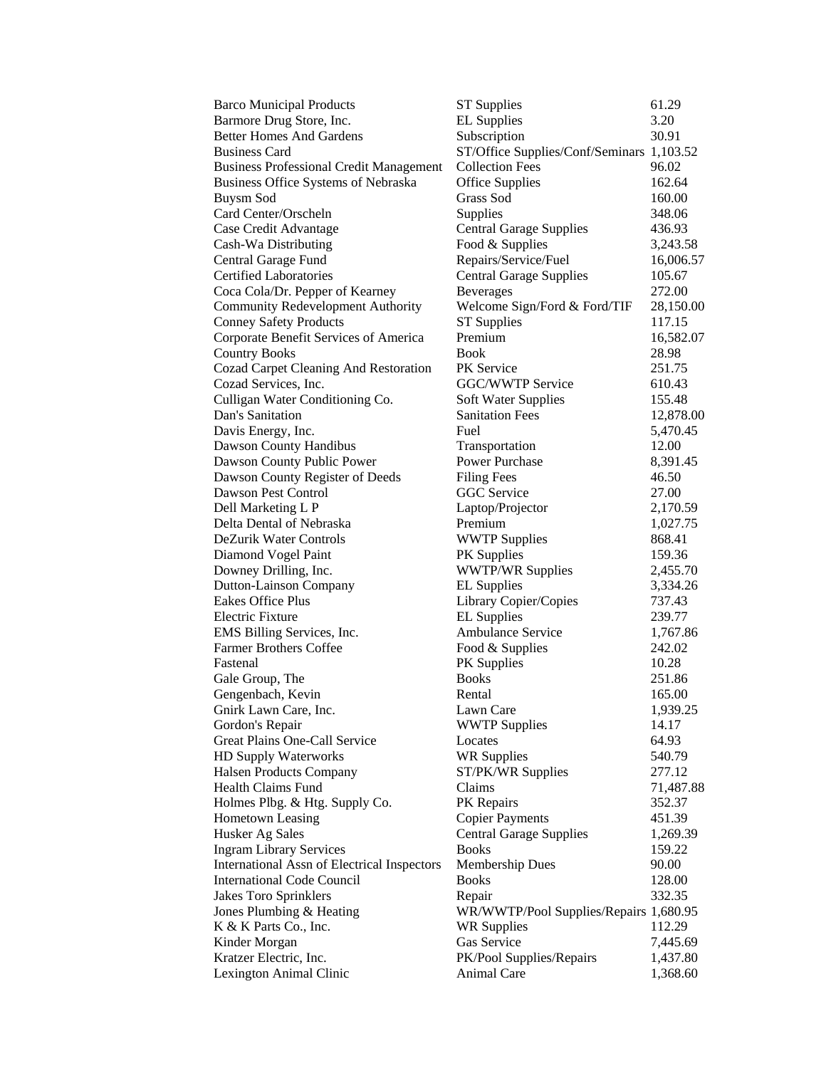| | | |
|---|---|---|
| Barco Municipal Products | ST Supplies | 61.29 |
| Barmore Drug Store, Inc. | EL Supplies | 3.20 |
| Better Homes And Gardens | Subscription | 30.91 |
| Business Card | ST/Office Supplies/Conf/Seminars | 1,103.52 |
| Business Professional Credit Management | Collection Fees | 96.02 |
| Business Office Systems of Nebraska | Office Supplies | 162.64 |
| Buysm Sod | Grass Sod | 160.00 |
| Card Center/Orscheln | Supplies | 348.06 |
| Case Credit Advantage | Central Garage Supplies | 436.93 |
| Cash-Wa Distributing | Food & Supplies | 3,243.58 |
| Central Garage Fund | Repairs/Service/Fuel | 16,006.57 |
| Certified Laboratories | Central Garage Supplies | 105.67 |
| Coca Cola/Dr. Pepper of Kearney | Beverages | 272.00 |
| Community Redevelopment Authority | Welcome Sign/Ford & Ford/TIF | 28,150.00 |
| Conney Safety Products | ST Supplies | 117.15 |
| Corporate Benefit Services of America | Premium | 16,582.07 |
| Country Books | Book | 28.98 |
| Cozad Carpet Cleaning And Restoration | PK Service | 251.75 |
| Cozad Services, Inc. | GGC/WWTP Service | 610.43 |
| Culligan Water Conditioning Co. | Soft Water Supplies | 155.48 |
| Dan's Sanitation | Sanitation Fees | 12,878.00 |
| Davis Energy, Inc. | Fuel | 5,470.45 |
| Dawson County Handibus | Transportation | 12.00 |
| Dawson County Public Power | Power Purchase | 8,391.45 |
| Dawson County Register of Deeds | Filing Fees | 46.50 |
| Dawson Pest Control | GGC Service | 27.00 |
| Dell Marketing L P | Laptop/Projector | 2,170.59 |
| Delta Dental of Nebraska | Premium | 1,027.75 |
| DeZurik Water Controls | WWTP Supplies | 868.41 |
| Diamond Vogel Paint | PK Supplies | 159.36 |
| Downey Drilling, Inc. | WWTP/WR Supplies | 2,455.70 |
| Dutton-Lainson Company | EL Supplies | 3,334.26 |
| Eakes Office Plus | Library Copier/Copies | 737.43 |
| Electric Fixture | EL Supplies | 239.77 |
| EMS Billing Services, Inc. | Ambulance Service | 1,767.86 |
| Farmer Brothers Coffee | Food & Supplies | 242.02 |
| Fastenal | PK Supplies | 10.28 |
| Gale Group, The | Books | 251.86 |
| Gengenbach, Kevin | Rental | 165.00 |
| Gnirk Lawn Care, Inc. | Lawn Care | 1,939.25 |
| Gordon's Repair | WWTP Supplies | 14.17 |
| Great Plains One-Call Service | Locates | 64.93 |
| HD Supply Waterworks | WR Supplies | 540.79 |
| Halsen Products Company | ST/PK/WR Supplies | 277.12 |
| Health Claims Fund | Claims | 71,487.88 |
| Holmes Plbg. & Htg. Supply Co. | PK Repairs | 352.37 |
| Hometown Leasing | Copier Payments | 451.39 |
| Husker Ag Sales | Central Garage Supplies | 1,269.39 |
| Ingram Library Services | Books | 159.22 |
| International Assn of Electrical Inspectors | Membership Dues | 90.00 |
| International Code Council | Books | 128.00 |
| Jakes Toro Sprinklers | Repair | 332.35 |
| Jones Plumbing & Heating | WR/WWTP/Pool Supplies/Repairs | 1,680.95 |
| K & K Parts Co., Inc. | WR Supplies | 112.29 |
| Kinder Morgan | Gas Service | 7,445.69 |
| Kratzer Electric, Inc. | PK/Pool Supplies/Repairs | 1,437.80 |
| Lexington Animal Clinic | Animal Care | 1,368.60 |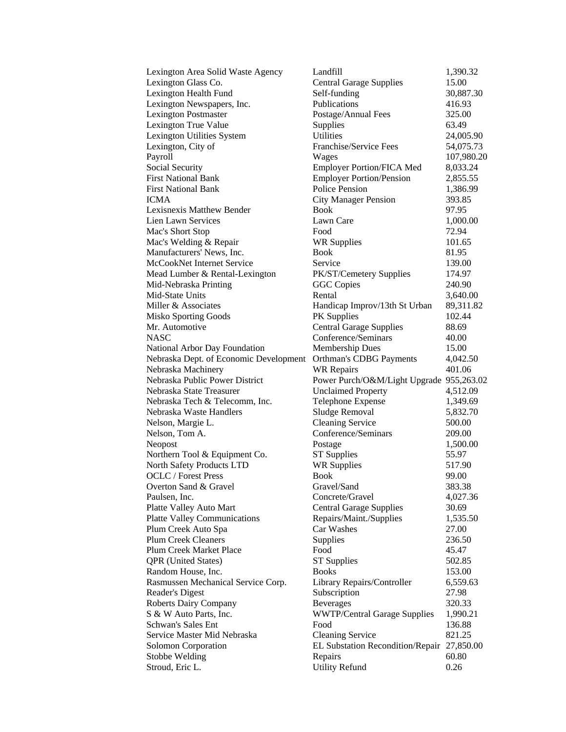| | | |
|---|---|---|
| Lexington Area Solid Waste Agency | Landfill | 1,390.32 |
| Lexington Glass Co. | Central Garage Supplies | 15.00 |
| Lexington Health Fund | Self-funding | 30,887.30 |
| Lexington Newspapers, Inc. | Publications | 416.93 |
| Lexington Postmaster | Postage/Annual Fees | 325.00 |
| Lexington True Value | Supplies | 63.49 |
| Lexington Utilities System | Utilities | 24,005.90 |
| Lexington, City of | Franchise/Service Fees | 54,075.73 |
| Payroll | Wages | 107,980.20 |
| Social Security | Employer Portion/FICA Med | 8,033.24 |
| First National Bank | Employer Portion/Pension | 2,855.55 |
| First National Bank | Police Pension | 1,386.99 |
| ICMA | City Manager Pension | 393.85 |
| Lexisnexis Matthew Bender | Book | 97.95 |
| Lien Lawn Services | Lawn Care | 1,000.00 |
| Mac's Short Stop | Food | 72.94 |
| Mac's Welding & Repair | WR Supplies | 101.65 |
| Manufacturers' News, Inc. | Book | 81.95 |
| McCookNet Internet Service | Service | 139.00 |
| Mead Lumber & Rental-Lexington | PK/ST/Cemetery Supplies | 174.97 |
| Mid-Nebraska Printing | GGC Copies | 240.90 |
| Mid-State Units | Rental | 3,640.00 |
| Miller & Associates | Handicap Improv/13th St Urban | 89,311.82 |
| Misko Sporting Goods | PK Supplies | 102.44 |
| Mr. Automotive | Central Garage Supplies | 88.69 |
| NASC | Conference/Seminars | 40.00 |
| National Arbor Day Foundation | Membership Dues | 15.00 |
| Nebraska Dept. of Economic Development | Orthman's CDBG Payments | 4,042.50 |
| Nebraska Machinery | WR Repairs | 401.06 |
| Nebraska Public Power District | Power Purch/O&M/Light Upgrade | 955,263.02 |
| Nebraska State Treasurer | Unclaimed Property | 4,512.09 |
| Nebraska Tech & Telecomm, Inc. | Telephone Expense | 1,349.69 |
| Nebraska Waste Handlers | Sludge Removal | 5,832.70 |
| Nelson, Margie L. | Cleaning Service | 500.00 |
| Nelson, Tom A. | Conference/Seminars | 209.00 |
| Neopost | Postage | 1,500.00 |
| Northern Tool & Equipment Co. | ST Supplies | 55.97 |
| North Safety Products LTD | WR Supplies | 517.90 |
| OCLC / Forest Press | Book | 99.00 |
| Overton Sand & Gravel | Gravel/Sand | 383.38 |
| Paulsen, Inc. | Concrete/Gravel | 4,027.36 |
| Platte Valley Auto Mart | Central Garage Supplies | 30.69 |
| Platte Valley Communications | Repairs/Maint./Supplies | 1,535.50 |
| Plum Creek Auto Spa | Car Washes | 27.00 |
| Plum Creek Cleaners | Supplies | 236.50 |
| Plum Creek Market Place | Food | 45.47 |
| QPR (United States) | ST Supplies | 502.85 |
| Random House, Inc. | Books | 153.00 |
| Rasmussen Mechanical Service Corp. | Library Repairs/Controller | 6,559.63 |
| Reader's Digest | Subscription | 27.98 |
| Roberts Dairy Company | Beverages | 320.33 |
| S & W Auto Parts, Inc. | WWTP/Central Garage Supplies | 1,990.21 |
| Schwan's Sales Ent | Food | 136.88 |
| Service Master Mid Nebraska | Cleaning Service | 821.25 |
| Solomon Corporation | EL Substation Recondition/Repair | 27,850.00 |
| Stobbe Welding | Repairs | 60.80 |
| Stroud, Eric L. | Utility Refund | 0.26 |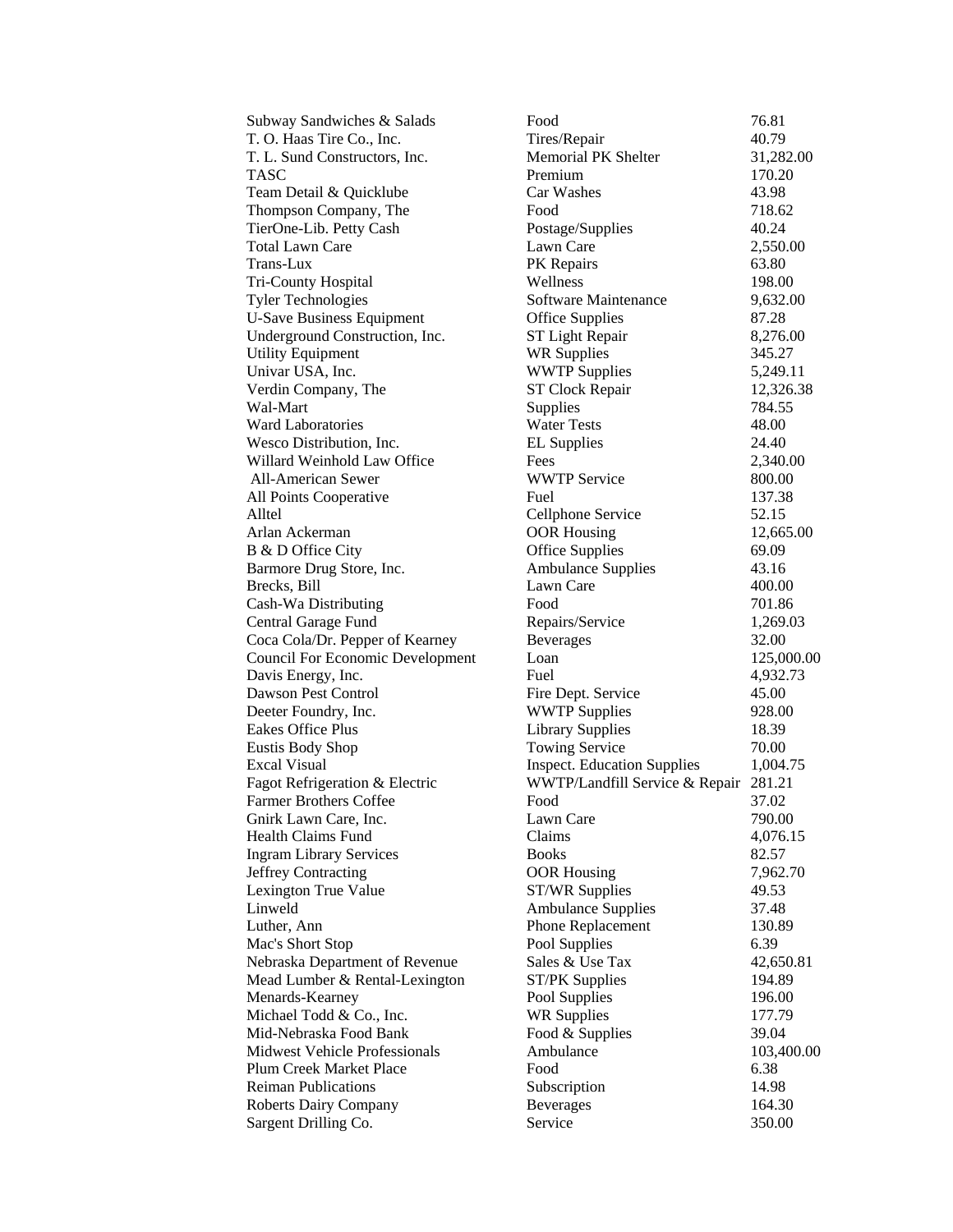| | | |
|---|---|---|
| Subway Sandwiches & Salads | Food | 76.81 |
| T. O. Haas Tire Co., Inc. | Tires/Repair | 40.79 |
| T. L. Sund Constructors, Inc. | Memorial PK Shelter | 31,282.00 |
| TASC | Premium | 170.20 |
| Team Detail & Quicklube | Car Washes | 43.98 |
| Thompson Company, The | Food | 718.62 |
| TierOne-Lib. Petty Cash | Postage/Supplies | 40.24 |
| Total Lawn Care | Lawn Care | 2,550.00 |
| Trans-Lux | PK Repairs | 63.80 |
| Tri-County Hospital | Wellness | 198.00 |
| Tyler Technologies | Software Maintenance | 9,632.00 |
| U-Save Business Equipment | Office Supplies | 87.28 |
| Underground Construction, Inc. | ST Light Repair | 8,276.00 |
| Utility Equipment | WR Supplies | 345.27 |
| Univar USA, Inc. | WWTP Supplies | 5,249.11 |
| Verdin Company, The | ST Clock Repair | 12,326.38 |
| Wal-Mart | Supplies | 784.55 |
| Ward Laboratories | Water Tests | 48.00 |
| Wesco Distribution, Inc. | EL Supplies | 24.40 |
| Willard Weinhold Law Office | Fees | 2,340.00 |
| All-American Sewer | WWTP Service | 800.00 |
| All Points Cooperative | Fuel | 137.38 |
| Alltel | Cellphone Service | 52.15 |
| Arlan Ackerman | OOR Housing | 12,665.00 |
| B & D Office City | Office Supplies | 69.09 |
| Barmore Drug Store, Inc. | Ambulance Supplies | 43.16 |
| Brecks, Bill | Lawn Care | 400.00 |
| Cash-Wa Distributing | Food | 701.86 |
| Central Garage Fund | Repairs/Service | 1,269.03 |
| Coca Cola/Dr. Pepper of Kearney | Beverages | 32.00 |
| Council For Economic Development | Loan | 125,000.00 |
| Davis Energy, Inc. | Fuel | 4,932.73 |
| Dawson Pest Control | Fire Dept. Service | 45.00 |
| Deeter Foundry, Inc. | WWTP Supplies | 928.00 |
| Eakes Office Plus | Library Supplies | 18.39 |
| Eustis Body Shop | Towing Service | 70.00 |
| Excal Visual | Inspect. Education Supplies | 1,004.75 |
| Fagot Refrigeration & Electric | WWTP/Landfill Service & Repair | 281.21 |
| Farmer Brothers Coffee | Food | 37.02 |
| Gnirk Lawn Care, Inc. | Lawn Care | 790.00 |
| Health Claims Fund | Claims | 4,076.15 |
| Ingram Library Services | Books | 82.57 |
| Jeffrey Contracting | OOR Housing | 7,962.70 |
| Lexington True Value | ST/WR Supplies | 49.53 |
| Linweld | Ambulance Supplies | 37.48 |
| Luther, Ann | Phone Replacement | 130.89 |
| Mac's Short Stop | Pool Supplies | 6.39 |
| Nebraska Department of Revenue | Sales & Use Tax | 42,650.81 |
| Mead Lumber & Rental-Lexington | ST/PK Supplies | 194.89 |
| Menards-Kearney | Pool Supplies | 196.00 |
| Michael Todd & Co., Inc. | WR Supplies | 177.79 |
| Mid-Nebraska Food Bank | Food & Supplies | 39.04 |
| Midwest Vehicle Professionals | Ambulance | 103,400.00 |
| Plum Creek Market Place | Food | 6.38 |
| Reiman Publications | Subscription | 14.98 |
| Roberts Dairy Company | Beverages | 164.30 |
| Sargent Drilling Co. | Service | 350.00 |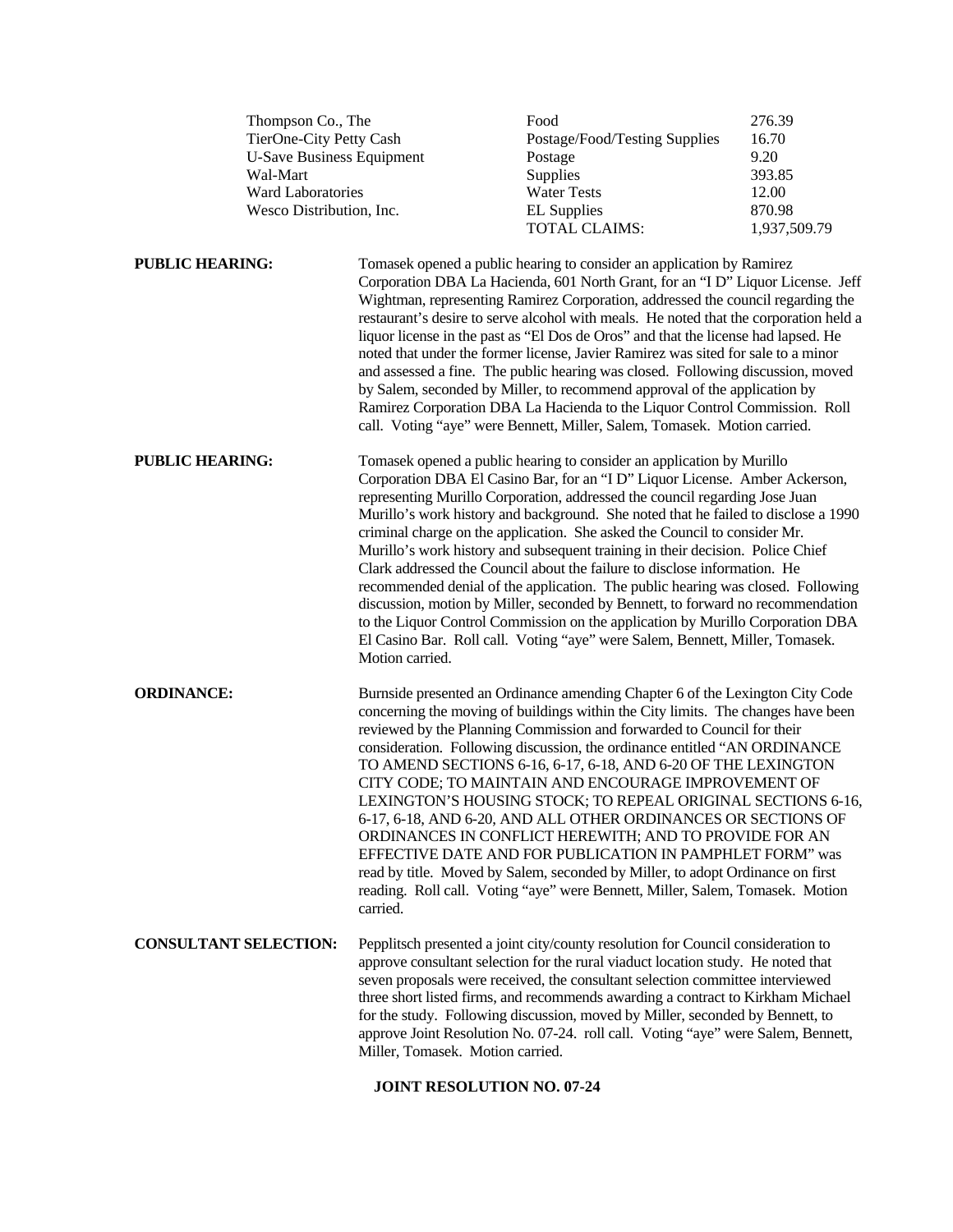| | | |
|---|---|---|
| Thompson Co., The | Food | 276.39 |
| TierOne-City Petty Cash | Postage/Food/Testing Supplies | 16.70 |
| U-Save Business Equipment | Postage | 9.20 |
| Wal-Mart | Supplies | 393.85 |
| Ward Laboratories | Water Tests | 12.00 |
| Wesco Distribution, Inc. | EL Supplies | 870.98 |
| | TOTAL CLAIMS: | 1,937,509.79 |

**PUBLIC HEARING:** Tomasek opened a public hearing to consider an application by Ramirez Corporation DBA La Hacienda, 601 North Grant, for an "I D" Liquor License. Jeff Wightman, representing Ramirez Corporation, addressed the council regarding the restaurant's desire to serve alcohol with meals. He noted that the corporation held a liquor license in the past as "El Dos de Oros" and that the license had lapsed. He noted that under the former license, Javier Ramirez was sited for sale to a minor and assessed a fine. The public hearing was closed. Following discussion, moved by Salem, seconded by Miller, to recommend approval of the application by Ramirez Corporation DBA La Hacienda to the Liquor Control Commission. Roll call. Voting "aye" were Bennett, Miller, Salem, Tomasek. Motion carried.

**PUBLIC HEARING:** Tomasek opened a public hearing to consider an application by Murillo Corporation DBA El Casino Bar, for an "I D" Liquor License. Amber Ackerson, representing Murillo Corporation, addressed the council regarding Jose Juan Murillo's work history and background. She noted that he failed to disclose a 1990 criminal charge on the application. She asked the Council to consider Mr. Murillo's work history and subsequent training in their decision. Police Chief Clark addressed the Council about the failure to disclose information. He recommended denial of the application. The public hearing was closed. Following discussion, motion by Miller, seconded by Bennett, to forward no recommendation to the Liquor Control Commission on the application by Murillo Corporation DBA El Casino Bar. Roll call. Voting "aye" were Salem, Bennett, Miller, Tomasek. Motion carried.

**ORDINANCE:** Burnside presented an Ordinance amending Chapter 6 of the Lexington City Code concerning the moving of buildings within the City limits. The changes have been reviewed by the Planning Commission and forwarded to Council for their consideration. Following discussion, the ordinance entitled "AN ORDINANCE TO AMEND SECTIONS 6-16, 6-17, 6-18, AND 6-20 OF THE LEXINGTON CITY CODE; TO MAINTAIN AND ENCOURAGE IMPROVEMENT OF LEXINGTON'S HOUSING STOCK; TO REPEAL ORIGINAL SECTIONS 6-16, 6-17, 6-18, AND 6-20, AND ALL OTHER ORDINANCES OR SECTIONS OF ORDINANCES IN CONFLICT HEREWITH; AND TO PROVIDE FOR AN EFFECTIVE DATE AND FOR PUBLICATION IN PAMPHLET FORM" was read by title. Moved by Salem, seconded by Miller, to adopt Ordinance on first reading. Roll call. Voting "aye" were Bennett, Miller, Salem, Tomasek. Motion carried.

**CONSULTANT SELECTION:** Pepplitsch presented a joint city/county resolution for Council consideration to approve consultant selection for the rural viaduct location study. He noted that seven proposals were received, the consultant selection committee interviewed three short listed firms, and recommends awarding a contract to Kirkham Michael for the study. Following discussion, moved by Miller, seconded by Bennett, to approve Joint Resolution No. 07-24. roll call. Voting "aye" were Salem, Bennett, Miller, Tomasek. Motion carried.

**JOINT RESOLUTION NO. 07-24**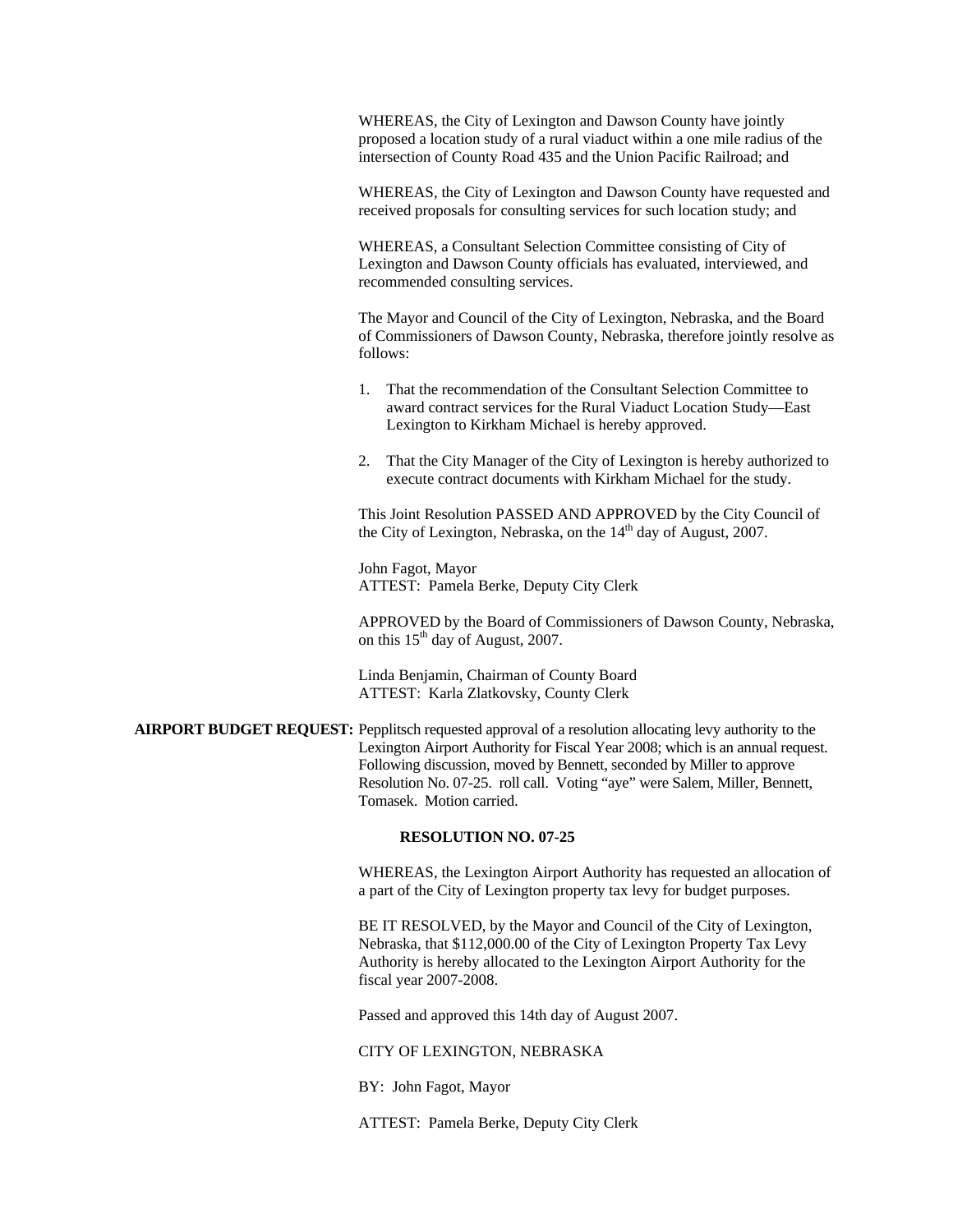WHEREAS, the City of Lexington and Dawson County have jointly proposed a location study of a rural viaduct within a one mile radius of the intersection of County Road 435 and the Union Pacific Railroad; and

WHEREAS, the City of Lexington and Dawson County have requested and received proposals for consulting services for such location study; and

WHEREAS, a Consultant Selection Committee consisting of City of Lexington and Dawson County officials has evaluated, interviewed, and recommended consulting services.

The Mayor and Council of the City of Lexington, Nebraska, and the Board of Commissioners of Dawson County, Nebraska, therefore jointly resolve as follows:

1. That the recommendation of the Consultant Selection Committee to award contract services for the Rural Viaduct Location Study—East Lexington to Kirkham Michael is hereby approved.
2. That the City Manager of the City of Lexington is hereby authorized to execute contract documents with Kirkham Michael for the study.

This Joint Resolution PASSED AND APPROVED by the City Council of the City of Lexington, Nebraska, on the 14th day of August, 2007.

John Fagot, Mayor
ATTEST: Pamela Berke, Deputy City Clerk

APPROVED by the Board of Commissioners of Dawson County, Nebraska, on this 15th day of August, 2007.

Linda Benjamin, Chairman of County Board
ATTEST: Karla Zlatkovsky, County Clerk

**AIRPORT BUDGET REQUEST:** Pepplitsch requested approval of a resolution allocating levy authority to the Lexington Airport Authority for Fiscal Year 2008; which is an annual request. Following discussion, moved by Bennett, seconded by Miller to approve Resolution No. 07-25. roll call. Voting "aye" were Salem, Miller, Bennett, Tomasek. Motion carried.

**RESOLUTION NO. 07-25**

WHEREAS, the Lexington Airport Authority has requested an allocation of a part of the City of Lexington property tax levy for budget purposes.

BE IT RESOLVED, by the Mayor and Council of the City of Lexington, Nebraska, that $112,000.00 of the City of Lexington Property Tax Levy Authority is hereby allocated to the Lexington Airport Authority for the fiscal year 2007-2008.

Passed and approved this 14th day of August 2007.

CITY OF LEXINGTON, NEBRASKA

BY: John Fagot, Mayor

ATTEST: Pamela Berke, Deputy City Clerk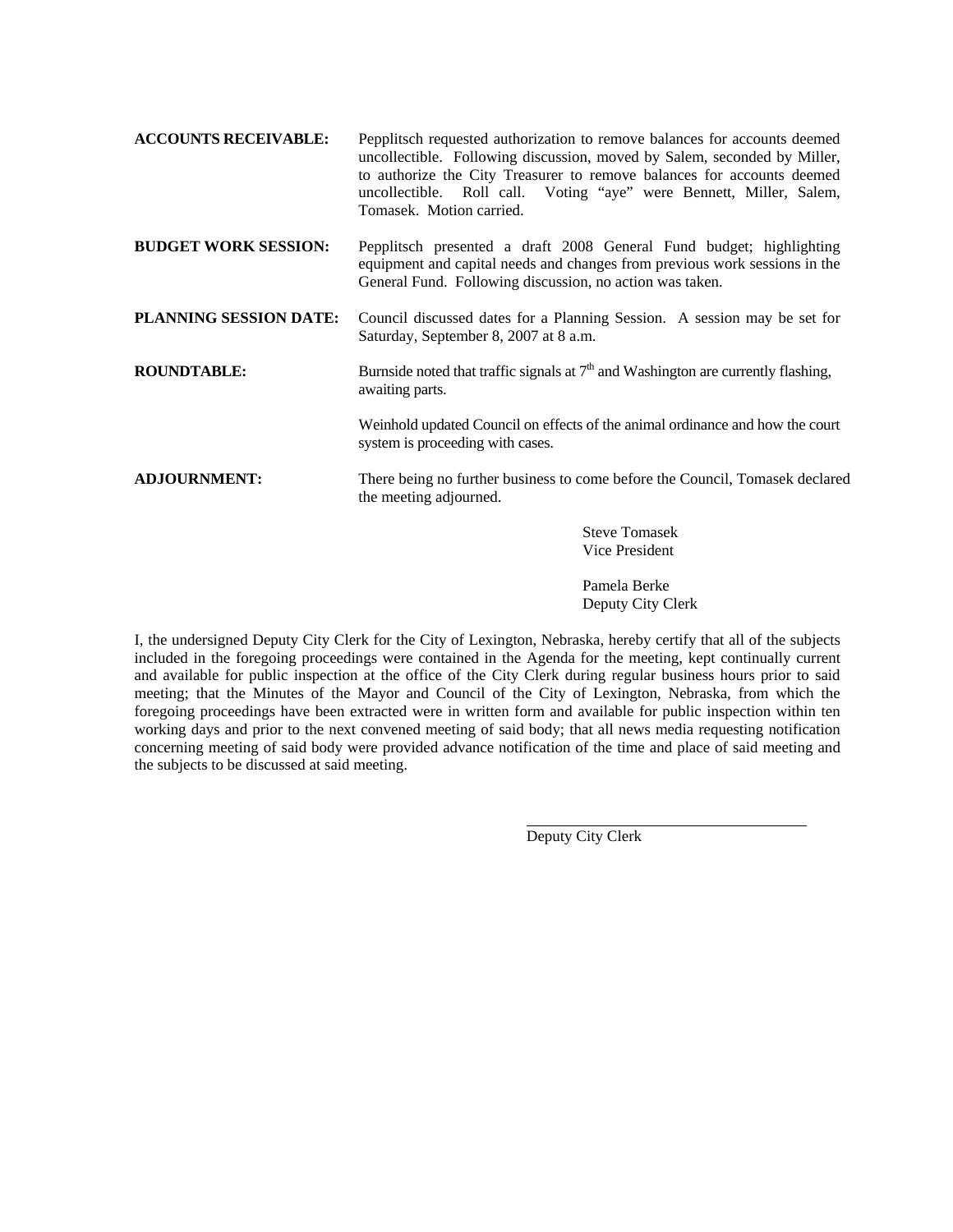**ACCOUNTS RECEIVABLE:** Pepplitsch requested authorization to remove balances for accounts deemed uncollectible. Following discussion, moved by Salem, seconded by Miller, to authorize the City Treasurer to remove balances for accounts deemed uncollectible. Roll call. Voting "aye" were Bennett, Miller, Salem, Tomasek. Motion carried.

**BUDGET WORK SESSION:** Pepplitsch presented a draft 2008 General Fund budget; highlighting equipment and capital needs and changes from previous work sessions in the General Fund. Following discussion, no action was taken.

**PLANNING SESSION DATE:** Council discussed dates for a Planning Session. A session may be set for Saturday, September 8, 2007 at 8 a.m.

**ROUNDTABLE:** Burnside noted that traffic signals at 7th and Washington are currently flashing, awaiting parts.

Weinhold updated Council on effects of the animal ordinance and how the court system is proceeding with cases.

**ADJOURNMENT:** There being no further business to come before the Council, Tomasek declared the meeting adjourned.

Steve Tomasek
Vice President

Pamela Berke
Deputy City Clerk

I, the undersigned Deputy City Clerk for the City of Lexington, Nebraska, hereby certify that all of the subjects included in the foregoing proceedings were contained in the Agenda for the meeting, kept continually current and available for public inspection at the office of the City Clerk during regular business hours prior to said meeting; that the Minutes of the Mayor and Council of the City of Lexington, Nebraska, from which the foregoing proceedings have been extracted were in written form and available for public inspection within ten working days and prior to the next convened meeting of said body; that all news media requesting notification concerning meeting of said body were provided advance notification of the time and place of said meeting and the subjects to be discussed at said meeting.

\_\_\_\_\_\_\_\_\_\_\_\_\_\_\_\_\_\_\_\_\_\_\_\_\_\_\_\_\_\_\_\_\_\_\_\_
Deputy City Clerk